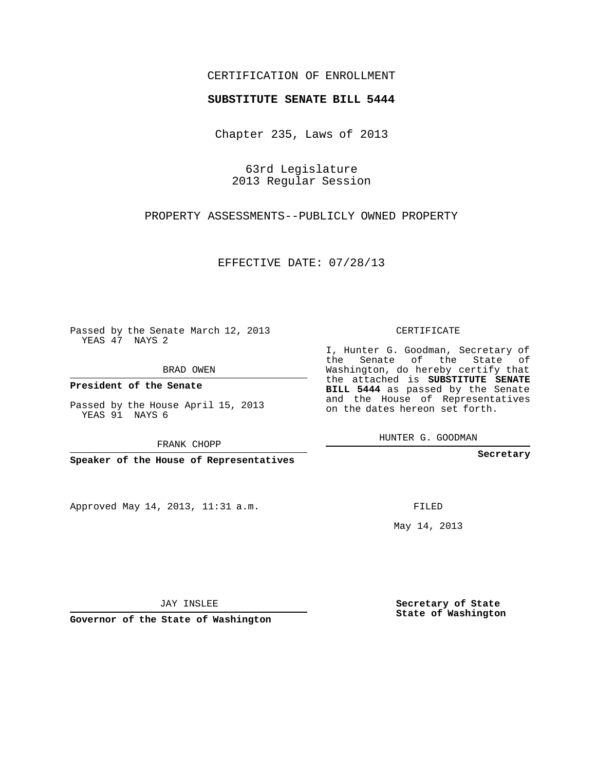CERTIFICATION OF ENROLLMENT

**SUBSTITUTE SENATE BILL 5444**

Chapter 235, Laws of 2013

63rd Legislature
2013 Regular Session

PROPERTY ASSESSMENTS--PUBLICLY OWNED PROPERTY

EFFECTIVE DATE: 07/28/13

Passed by the Senate March 12, 2013
YEAS 47 NAYS 2

BRAD OWEN

**President of the Senate**

Passed by the House April 15, 2013
YEAS 91 NAYS 6

FRANK CHOPP

**Speaker of the House of Representatives**

CERTIFICATE

I, Hunter G. Goodman, Secretary of the Senate of the State of Washington, do hereby certify that the attached is **SUBSTITUTE SENATE BILL 5444** as passed by the Senate and the House of Representatives on the dates hereon set forth.

HUNTER G. GOODMAN

**Secretary**

Approved May 14, 2013, 11:31 a.m.

FILED

May 14, 2013

JAY INSLEE

**Governor of the State of Washington**

**Secretary of State**
**State of Washington**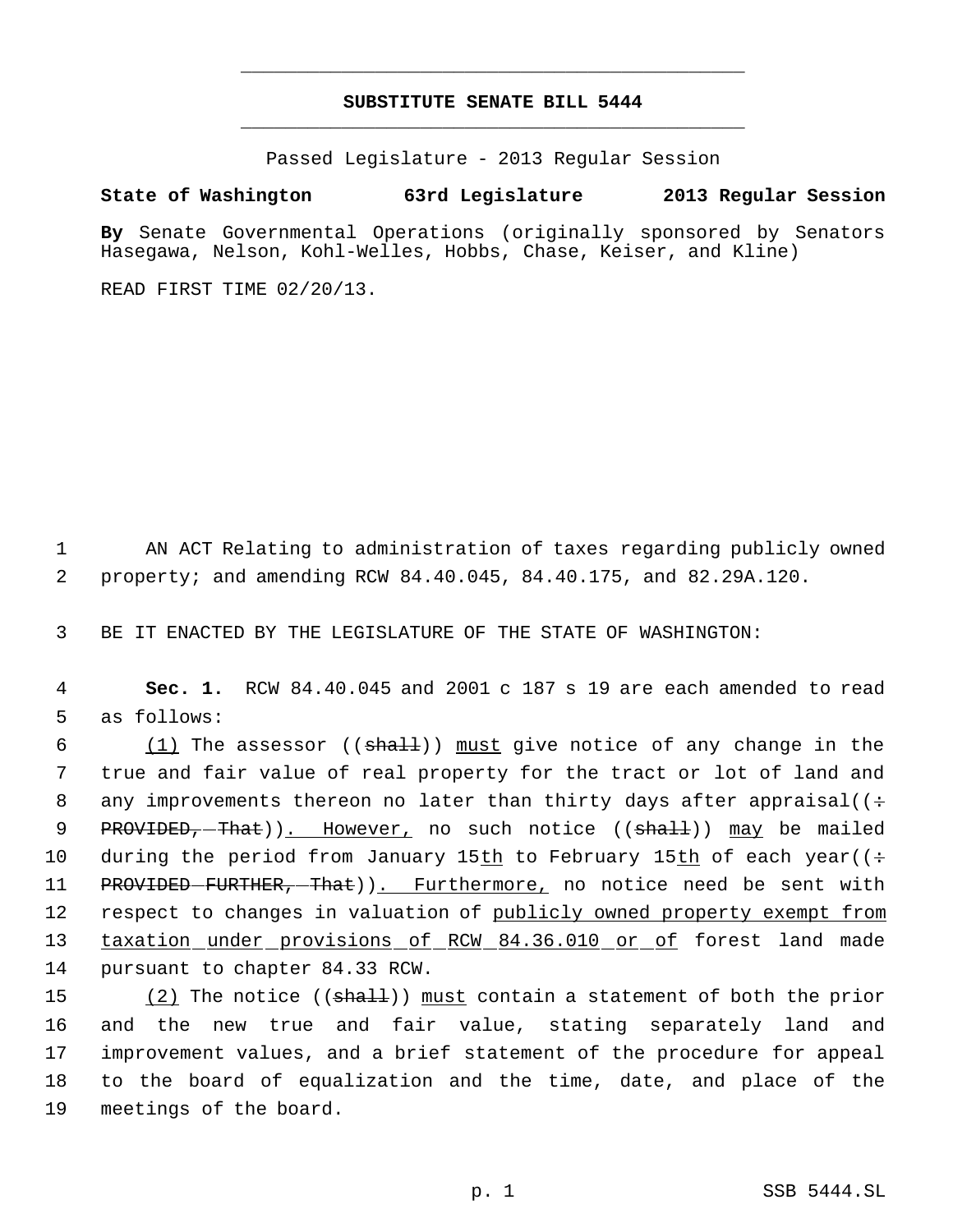---

# SUBSTITUTE SENATE BILL 5444

---

Passed Legislature - 2013 Regular Session

**State of Washington 63rd Legislature 2013 Regular Session**

**By** Senate Governmental Operations (originally sponsored by Senators Hasegawa, Nelson, Kohl-Welles, Hobbs, Chase, Keiser, and Kline)

READ FIRST TIME 02/20/13.

1 AN ACT Relating to administration of taxes regarding publicly owned
2 property; and amending RCW 84.40.045, 84.40.175, and 82.29A.120.

3 BE IT ENACTED BY THE LEGISLATURE OF THE STATE OF WASHINGTON:

4 **Sec. 1.** RCW 84.40.045 and 2001 c 187 s 19 are each amended to read
5 as follows:

6 (1) The assessor ((~~shall~~)) must give notice of any change in the
7 true and fair value of real property for the tract or lot of land and
8 any improvements thereon no later than thirty days after appraisal((~~:~~
9 ~~PROVIDED, That~~)). However, no such notice ((~~shall~~)) may be mailed
10 during the period from January 15th to February 15th of each year((~~:~~
11 ~~PROVIDED FURTHER, That~~)). Furthermore, no notice need be sent with
12 respect to changes in valuation of publicly owned property exempt from
13 taxation under provisions of RCW 84.36.010 or of forest land made
14 pursuant to chapter 84.33 RCW.

15 (2) The notice ((~~shall~~)) must contain a statement of both the prior
16 and the new true and fair value, stating separately land and
17 improvement values, and a brief statement of the procedure for appeal
18 to the board of equalization and the time, date, and place of the
19 meetings of the board.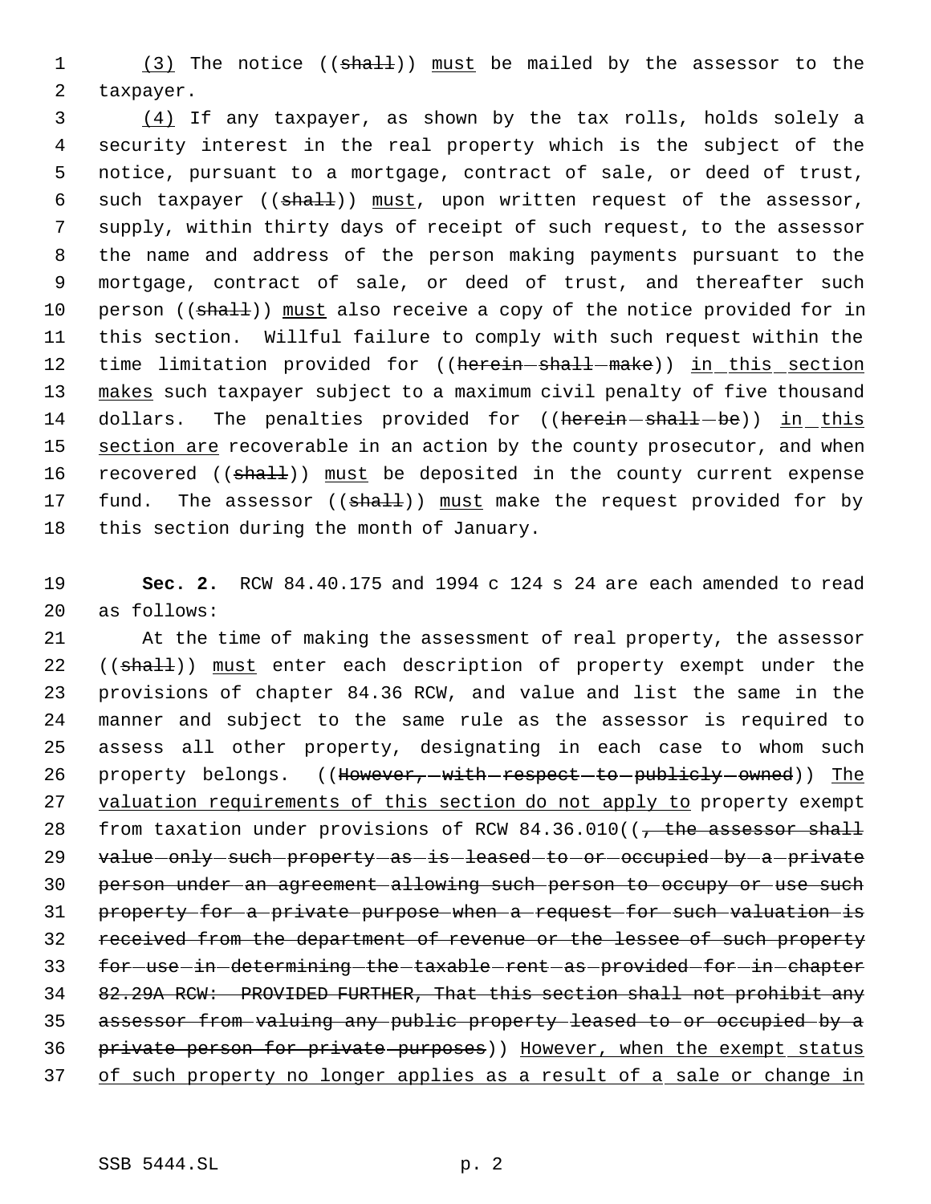(3) The notice ((shall)) must be mailed by the assessor to the taxpayer.

(4) If any taxpayer, as shown by the tax rolls, holds solely a security interest in the real property which is the subject of the notice, pursuant to a mortgage, contract of sale, or deed of trust, such taxpayer ((shall)) must, upon written request of the assessor, supply, within thirty days of receipt of such request, to the assessor the name and address of the person making payments pursuant to the mortgage, contract of sale, or deed of trust, and thereafter such person ((shall)) must also receive a copy of the notice provided for in this section. Willful failure to comply with such request within the time limitation provided for ((herein shall make)) in this section makes such taxpayer subject to a maximum civil penalty of five thousand dollars. The penalties provided for ((herein shall be)) in this section are recoverable in an action by the county prosecutor, and when recovered ((shall)) must be deposited in the county current expense fund. The assessor ((shall)) must make the request provided for by this section during the month of January.

**Sec. 2.** RCW 84.40.175 and 1994 c 124 s 24 are each amended to read as follows:

At the time of making the assessment of real property, the assessor ((shall)) must enter each description of property exempt under the provisions of chapter 84.36 RCW, and value and list the same in the manner and subject to the same rule as the assessor is required to assess all other property, designating in each case to whom such property belongs. ((However, with respect to publicly owned)) The valuation requirements of this section do not apply to property exempt from taxation under provisions of RCW 84.36.010((, the assessor shall value only such property as is leased to or occupied by a private person under an agreement allowing such person to occupy or use such property for a private purpose when a request for such valuation is received from the department of revenue or the lessee of such property for use in determining the taxable rent as provided for in chapter 82.29A RCW: PROVIDED FURTHER, That this section shall not prohibit any assessor from valuing any public property leased to or occupied by a private person for private purposes)) However, when the exempt status of such property no longer applies as a result of a sale or change in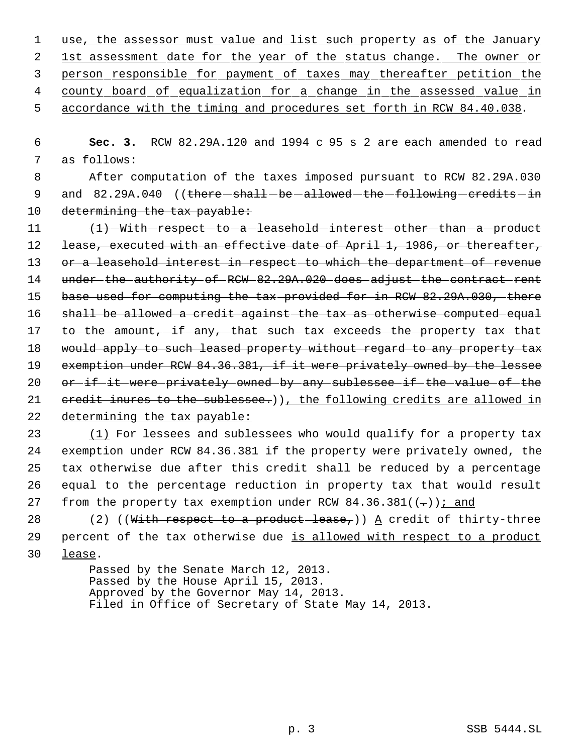use, the assessor must value and list such property as of the January 1st assessment date for the year of the status change. The owner or person responsible for payment of taxes may thereafter petition the county board of equalization for a change in the assessed value in accordance with the timing and procedures set forth in RCW 84.40.038.

**Sec. 3.** RCW 82.29A.120 and 1994 c 95 s 2 are each amended to read as follows:

After computation of the taxes imposed pursuant to RCW 82.29A.030 and 82.29A.040 ((there shall be allowed the following credits in determining the tax payable:

(1) With respect to a leasehold interest other than a product lease, executed with an effective date of April 1, 1986, or thereafter, or a leasehold interest in respect to which the department of revenue under the authority of RCW 82.29A.020 does adjust the contract rent base used for computing the tax provided for in RCW 82.29A.030, there shall be allowed a credit against the tax as otherwise computed equal to the amount, if any, that such tax exceeds the property tax that would apply to such leased property without regard to any property tax exemption under RCW 84.36.381, if it were privately owned by the lessee or if it were privately owned by any sublessee if the value of the credit inures to the sublessee.)), the following credits are allowed in determining the tax payable:

(1) For lessees and sublessees who would qualify for a property tax exemption under RCW 84.36.381 if the property were privately owned, the tax otherwise due after this credit shall be reduced by a percentage equal to the percentage reduction in property tax that would result from the property tax exemption under RCW 84.36.381((.)); and

(2) ((With respect to a product lease,)) A credit of thirty-three percent of the tax otherwise due is allowed with respect to a product lease.

Passed by the Senate March 12, 2013.
Passed by the House April 15, 2013.
Approved by the Governor May 14, 2013.
Filed in Office of Secretary of State May 14, 2013.